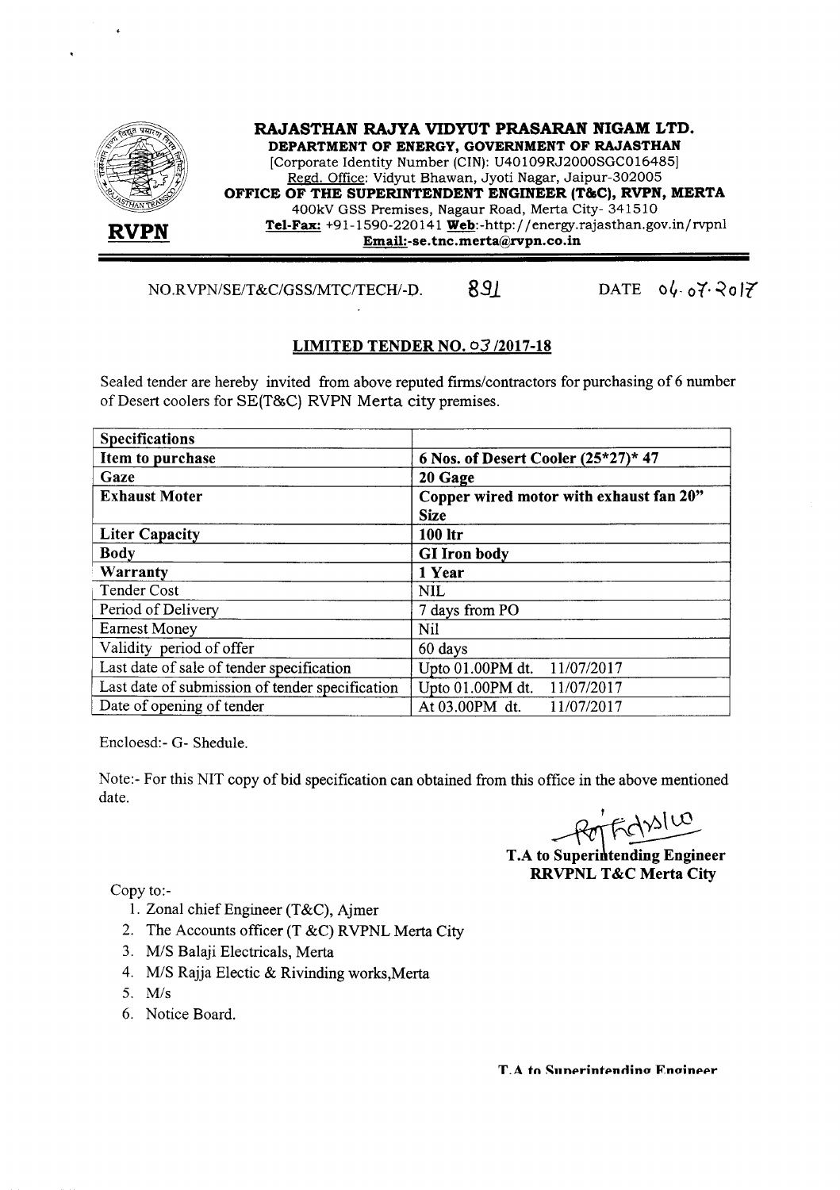# RAJASTHAN RAJYA VIDYUT PRASARAN NIGAM LTD.

**DEPARTMENT OF ENERGY, GOVERNMENT OF RAJASTHAN**

[Corporate Identity Number (CIN): U40109RJ2000SGC016485]

Regd. Office: Vidyut Bhawan, Jyoti Nagar, Jaipur-302005

**OFFICE OF THE SUPERINTENDENT ENGINEER (T&C), RVPN, MERTA**

400kV GSS Premises, Nagaur Road, Merta City- 341510

**Tel-Fax:** +91-1590-220141 **Web**:-http://energy.rajasthan.gov.in/rvpnl

**Email:**-se.tnc.merta@rvpn.co.in

**RVPN**

NO.RVPN/SE/T&C/GSS/MTC/TECH/-D. 891 DATE 04.07.2017

## LIMITED TENDER NO. 03/2017-18

Sealed tender are hereby invited from above reputed firms/contractors for purchasing of 6 number of Desert coolers for SE(T&C) RVPN Merta city premises.

| **Specifications** | |
|---|---|
| **Item to purchase** | **6 Nos. of Desert Cooler (25*27)* 47** |
| **Gaze** | **20 Gage** |
| **Exhaust Moter** | **Copper wired motor with exhaust fan 20" Size** |
| **Liter Capacity** | **100 ltr** |
| **Body** | **GI Iron body** |
| **Warranty** | **1 Year** |
| Tender Cost | NIL |
| Period of Delivery | 7 days from PO |
| Earnest Money | Nil |
| Validity period of offer | 60 days |
| Last date of sale of tender specification | Upto 01.00PM dt. 11/07/2017 |
| Last date of submission of tender specification | Upto 01.00PM dt. 11/07/2017 |
| Date of opening of tender | At 03.00PM dt. 11/07/2017 |

Encloesd:- G- Shedule.

Note:- For this NIT copy of bid specification can obtained from this office in the above mentioned date.

**T.A to Superintending Engineer**
**RRVPNL T&C Merta City**

Copy to:-

1. Zonal chief Engineer (T&C), Ajmer
2. The Accounts officer (T &C) RVPNL Merta City
3. M/S Balaji Electricals, Merta
4. M/S Rajja Electic & Rivinding works,Merta
5. M/s
6. Notice Board.

**T.A to Superintending Engineer**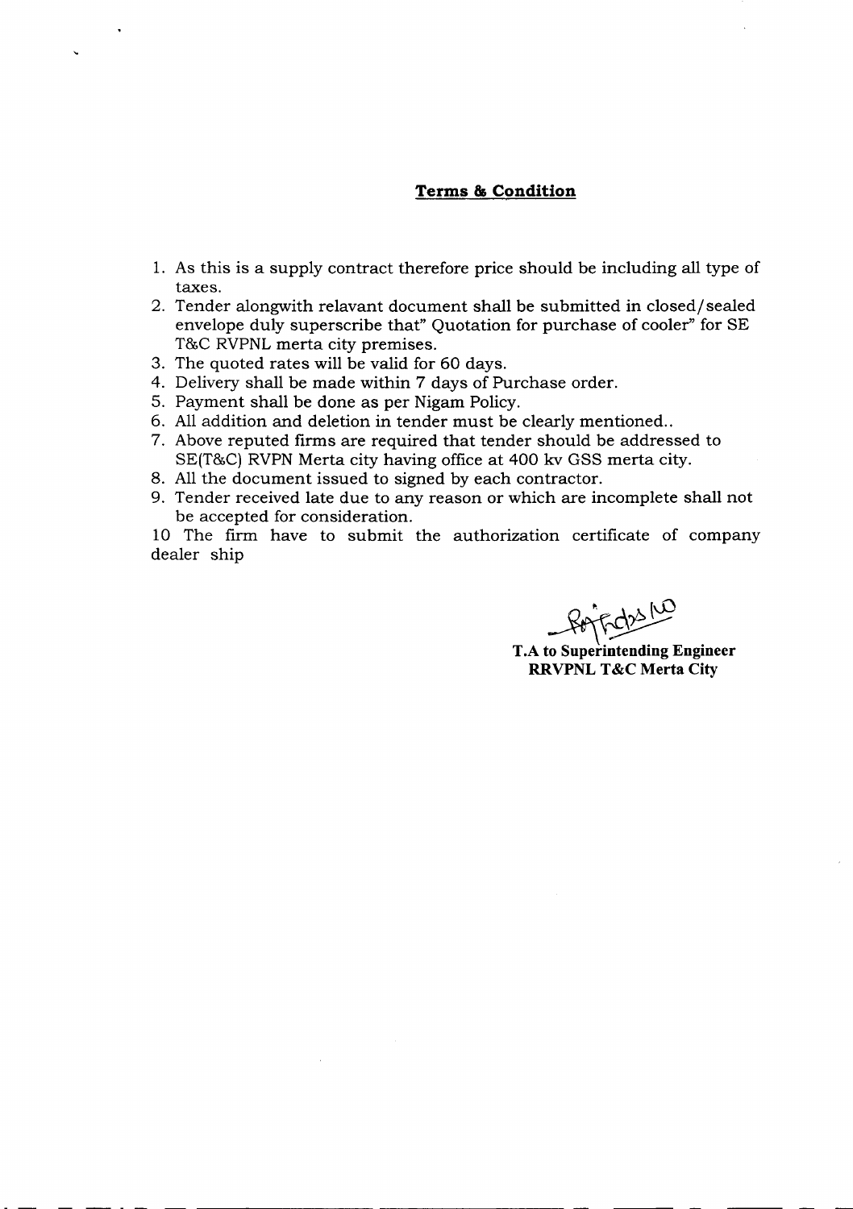## Terms & Condition

1. As this is a supply contract therefore price should be including all type of taxes.
2. Tender alongwith relavant document shall be submitted in closed/sealed envelope duly superscribe that" Quotation for purchase of cooler" for SE T&C RVPNL merta city premises.
3. The quoted rates will be valid for 60 days.
4. Delivery shall be made within 7 days of Purchase order.
5. Payment shall be done as per Nigam Policy.
6. All addition and deletion in tender must be clearly mentioned..
7. Above reputed firms are required that tender should be addressed to SE(T&C) RVPN Merta city having office at 400 kv GSS merta city.
8. All the document issued to signed by each contractor.
9. Tender received late due to any reason or which are incomplete shall not be accepted for consideration.

10 The firm have to submit the authorization certificate of company dealer ship

**T.A to Superintending Engineer**
**RRVPNL T&C Merta City**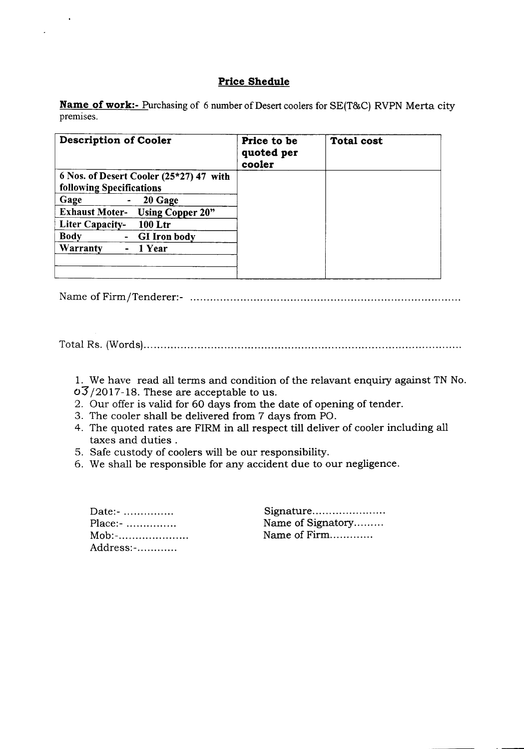## Price Shedule

**Name of work:-** Purchasing of 6 number of Desert coolers for SE(T&C) RVPN Merta city premises.

| Description of Cooler | Price to be quoted per cooler | Total cost |
|---|---|---|
| **6 Nos. of Desert Cooler (25*27) 47 with following Specifications** | | |
| **Gage - 20 Gage** | | |
| **Exhaust Moter- Using Copper 20"** | | |
| **Liter Capacity- 100 Ltr** | | |
| **Body - GI Iron body** | | |
| **Warranty - 1 Year** | | |
| | | |
| | | |

Name of Firm/Tenderer:- ..........................................................................

Total Rs. (Words)..........................................................................................

1. We have read all terms and condition of the relavant enquiry against TN No. 03/2017-18. These are acceptable to us.
2. Our offer is valid for 60 days from the date of opening of tender.
3. The cooler shall be delivered from 7 days from PO.
4. The quoted rates are FIRM in all respect till deliver of cooler including all taxes and duties .
5. Safe custody of coolers will be our responsibility.
6. We shall be responsible for any accident due to our negligence.

Date:- ...............
Place:- ...............
Mob:-.....................
Address:-............

Signature......................
Name of Signatory.........
Name of Firm.............